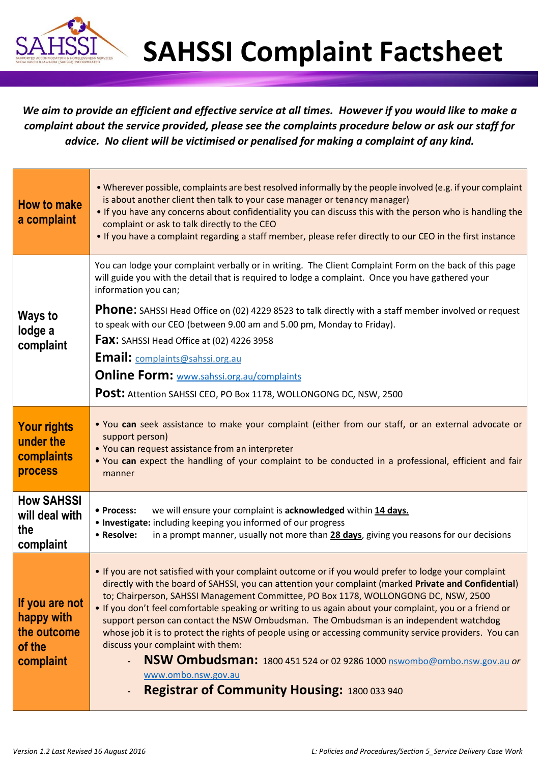# SAHSSI Complaint Factsheet

***We aim to provide an efficient and effective service at all times. However if you would like to make a complaint about the service provided, please see the complaints procedure below or ask our staff for advice. No client will be victimised or penalised for making a complaint of any kind.***

## How to make a complaint

- Wherever possible, complaints are best resolved informally by the people involved (e.g. if your complaint is about another client then talk to your case manager or tenancy manager)
- If you have any concerns about confidentiality you can discuss this with the person who is handling the complaint or ask to talk directly to the CEO
- If you have a complaint regarding a staff member, please refer directly to our CEO in the first instance

## Ways to lodge a complaint

You can lodge your complaint verbally or in writing. The Client Complaint Form on the back of this page will guide you with the detail that is required to lodge a complaint. Once you have gathered your information you can;

**Phone**: SAHSSI Head Office on (02) 4229 8523 to talk directly with a staff member involved or request to speak with our CEO (between 9.00 am and 5.00 pm, Monday to Friday).

**Fax**: SAHSSI Head Office at (02) 4226 3958

**Email:** complaints@sahssi.org.au

**Online Form:** www.sahssi.org.au/complaints

**Post:** Attention SAHSSI CEO, PO Box 1178, WOLLONGONG DC, NSW, 2500

## Your rights under the complaints process

- You **can** seek assistance to make your complaint (either from our staff, or an external advocate or support person)
- You **can** request assistance from an interpreter
- You **can** expect the handling of your complaint to be conducted in a professional, efficient and fair manner

## How SAHSSI will deal with the complaint

- **Process:** we will ensure your complaint is **acknowledged** within **14 days.**
- **Investigate:** including keeping you informed of our progress
- **Resolve:** in a prompt manner, usually not more than **28 days**, giving you reasons for our decisions

## If you are not happy with the outcome of the complaint

- If you are not satisfied with your complaint outcome or if you would prefer to lodge your complaint directly with the board of SAHSSI, you can attention your complaint (marked **Private and Confidential**) to; Chairperson, SAHSSI Management Committee, PO Box 1178, WOLLONGONG DC, NSW, 2500
- If you don't feel comfortable speaking or writing to us again about your complaint, you or a friend or support person can contact the NSW Ombudsman. The Ombudsman is an independent watchdog whose job it is to protect the rights of people using or accessing community service providers. You can discuss your complaint with them:
  - **NSW Ombudsman:** 1800 451 524 or 02 9286 1000 nswombo@ombo.nsw.gov.au *or* www.ombo.nsw.gov.au
  - **Registrar of Community Housing:** 1800 033 940

*Version 1.2 Last Revised 16 August 2016* *L: Policies and Procedures/Section 5_Service Delivery Case Work*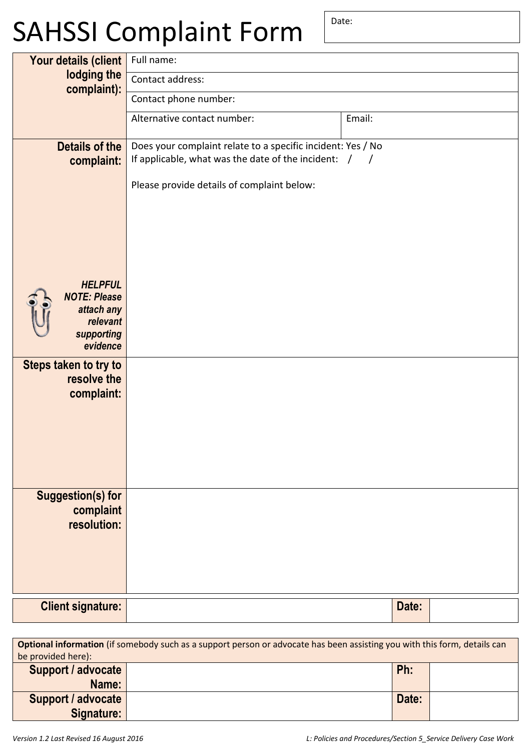# SAHSSI Complaint Form

Date:

| | | |
|---|---|---|
| **Your details (client lodging the complaint):** | Full name: | |
| | Contact address: | |
| | Contact phone number: | |
| | Alternative contact number: | Email: |
| **Details of the complaint:** ***HELPFUL NOTE: Please attach any relevant supporting evidence*** | Does your complaint relate to a specific incident: Yes / No<br>If applicable, what was the date of the incident: / /<br><br>Please provide details of complaint below: | |
| **Steps taken to try to resolve the complaint:** | | |
| **Suggestion(s) for complaint resolution:** | | |

| | | | |
|---|---|---|---|
| **Client signature:** | | **Date:** | |

**Optional information** (if somebody such as a support person or advocate has been assisting you with this form, details can be provided here):

| | | | |
|---|---|---|---|
| **Support / advocate Name:** | | **Ph:** | |
| **Support / advocate Signature:** | | **Date:** | |

*Version 1.2 Last Revised 16 August 2016*

*L: Policies and Procedures/Section 5_Service Delivery Case Work*